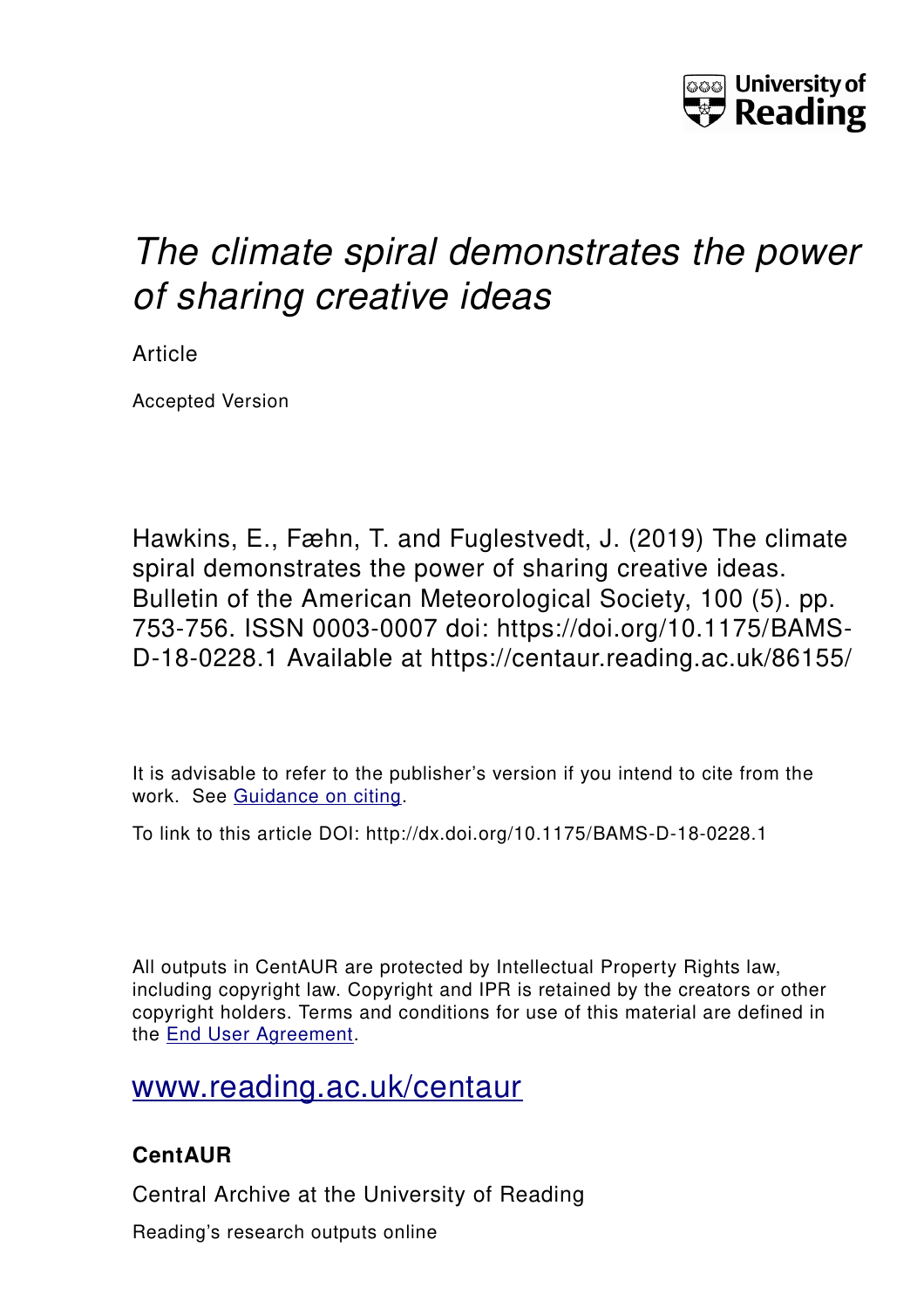University of Reading

# *The climate spiral demonstrates the power of sharing creative ideas*

Article

Accepted Version

Hawkins, E., Fæhn, T. and Fuglestvedt, J. (2019) The climate spiral demonstrates the power of sharing creative ideas. Bulletin of the American Meteorological Society, 100 (5). pp. 753-756. ISSN 0003-0007 doi: https://doi.org/10.1175/BAMS-D-18-0228.1 Available at https://centaur.reading.ac.uk/86155/

It is advisable to refer to the publisher's version if you intend to cite from the work. See Guidance on citing.

To link to this article DOI: http://dx.doi.org/10.1175/BAMS-D-18-0228.1

All outputs in CentAUR are protected by Intellectual Property Rights law, including copyright law. Copyright and IPR is retained by the creators or other copyright holders. Terms and conditions for use of this material are defined in the End User Agreement.

www.reading.ac.uk/centaur

**CentAUR**

Central Archive at the University of Reading

Reading's research outputs online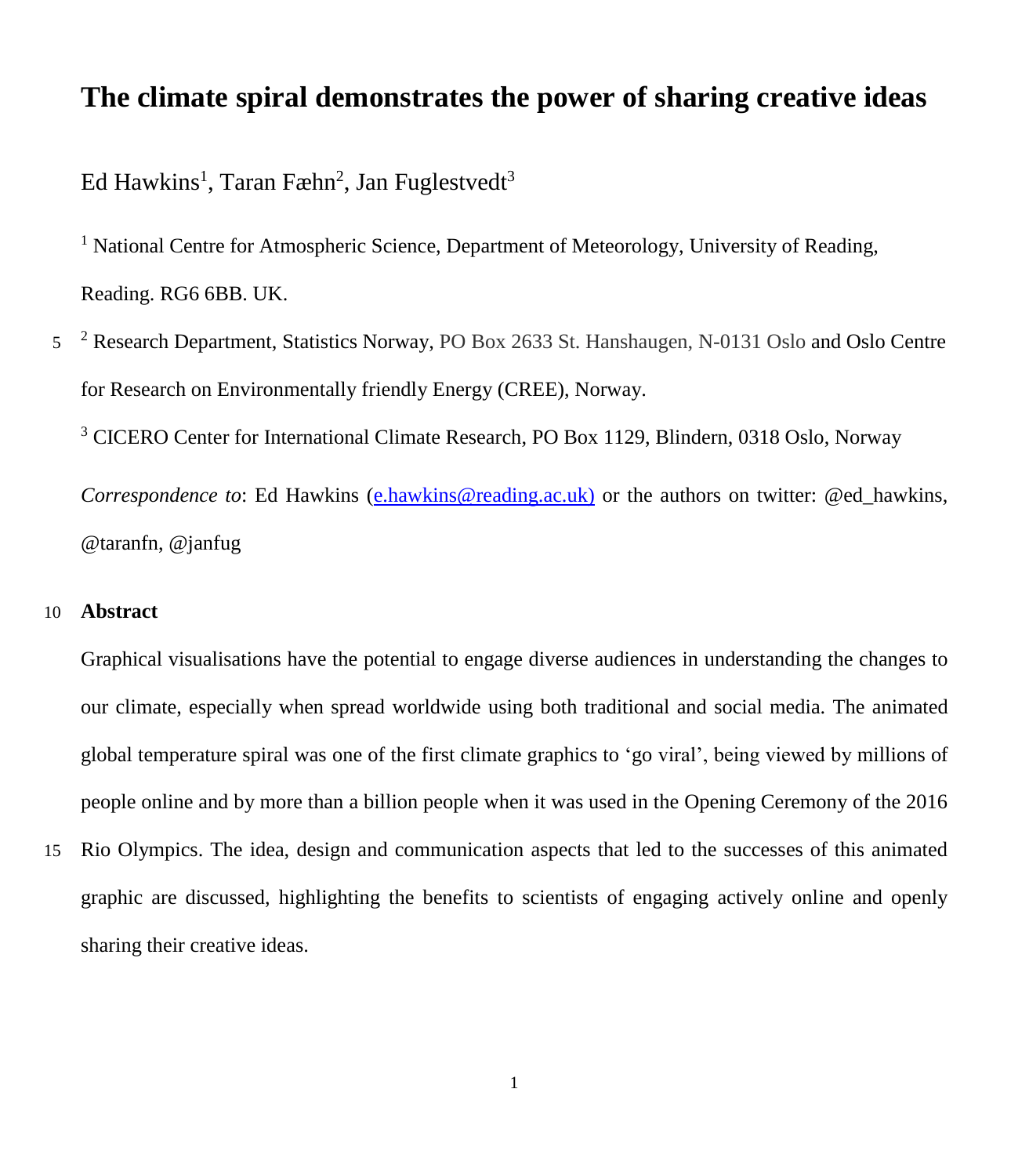# The climate spiral demonstrates the power of sharing creative ideas

Ed Hawkins[1], Taran Fæhn[2], Jan Fuglestvedt[3]

[1] National Centre for Atmospheric Science, Department of Meteorology, University of Reading, Reading. RG6 6BB. UK.

[2] Research Department, Statistics Norway, PO Box 2633 St. Hanshaugen, N-0131 Oslo and Oslo Centre for Research on Environmentally friendly Energy (CREE), Norway.

[3] CICERO Center for International Climate Research, PO Box 1129, Blindern, 0318 Oslo, Norway

*Correspondence to*: Ed Hawkins (e.hawkins@reading.ac.uk) or the authors on twitter: @ed_hawkins, @taranfn, @janfug

## Abstract

Graphical visualisations have the potential to engage diverse audiences in understanding the changes to our climate, especially when spread worldwide using both traditional and social media. The animated global temperature spiral was one of the first climate graphics to 'go viral', being viewed by millions of people online and by more than a billion people when it was used in the Opening Ceremony of the 2016 Rio Olympics. The idea, design and communication aspects that led to the successes of this animated graphic are discussed, highlighting the benefits to scientists of engaging actively online and openly sharing their creative ideas.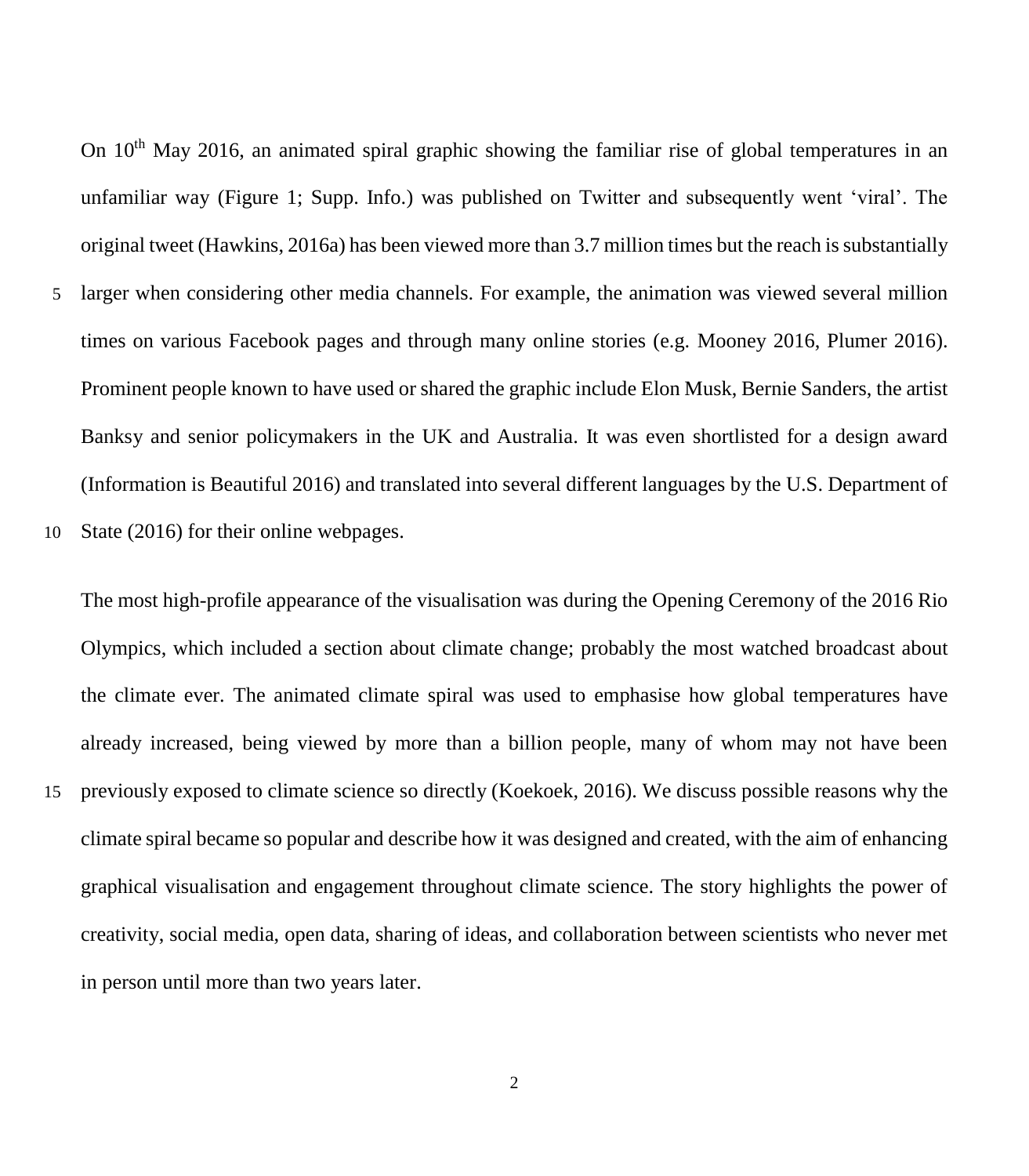On 10th May 2016, an animated spiral graphic showing the familiar rise of global temperatures in an unfamiliar way (Figure 1; Supp. Info.) was published on Twitter and subsequently went 'viral'. The original tweet (Hawkins, 2016a) has been viewed more than 3.7 million times but the reach is substantially larger when considering other media channels. For example, the animation was viewed several million times on various Facebook pages and through many online stories (e.g. Mooney 2016, Plumer 2016). Prominent people known to have used or shared the graphic include Elon Musk, Bernie Sanders, the artist Banksy and senior policymakers in the UK and Australia. It was even shortlisted for a design award (Information is Beautiful 2016) and translated into several different languages by the U.S. Department of State (2016) for their online webpages.

The most high-profile appearance of the visualisation was during the Opening Ceremony of the 2016 Rio Olympics, which included a section about climate change; probably the most watched broadcast about the climate ever. The animated climate spiral was used to emphasise how global temperatures have already increased, being viewed by more than a billion people, many of whom may not have been previously exposed to climate science so directly (Koekoek, 2016). We discuss possible reasons why the climate spiral became so popular and describe how it was designed and created, with the aim of enhancing graphical visualisation and engagement throughout climate science. The story highlights the power of creativity, social media, open data, sharing of ideas, and collaboration between scientists who never met in person until more than two years later.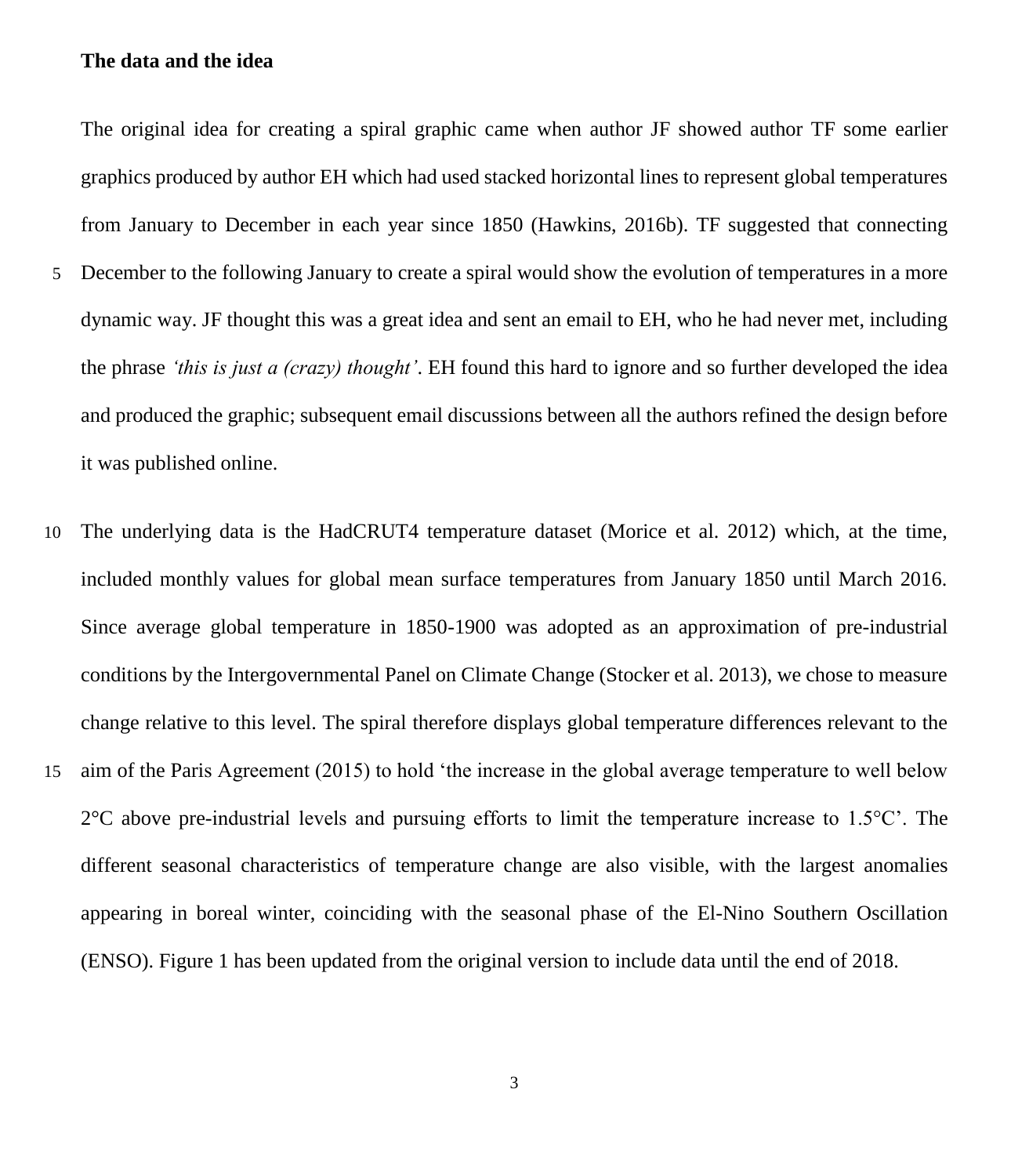**The data and the idea**

The original idea for creating a spiral graphic came when author JF showed author TF some earlier graphics produced by author EH which had used stacked horizontal lines to represent global temperatures from January to December in each year since 1850 (Hawkins, 2016b). TF suggested that connecting December to the following January to create a spiral would show the evolution of temperatures in a more dynamic way. JF thought this was a great idea and sent an email to EH, who he had never met, including the phrase *'this is just a (crazy) thought'*. EH found this hard to ignore and so further developed the idea and produced the graphic; subsequent email discussions between all the authors refined the design before it was published online.

The underlying data is the HadCRUT4 temperature dataset (Morice et al. 2012) which, at the time, included monthly values for global mean surface temperatures from January 1850 until March 2016. Since average global temperature in 1850-1900 was adopted as an approximation of pre-industrial conditions by the Intergovernmental Panel on Climate Change (Stocker et al. 2013), we chose to measure change relative to this level. The spiral therefore displays global temperature differences relevant to the aim of the Paris Agreement (2015) to hold 'the increase in the global average temperature to well below 2°C above pre-industrial levels and pursuing efforts to limit the temperature increase to 1.5°C'. The different seasonal characteristics of temperature change are also visible, with the largest anomalies appearing in boreal winter, coinciding with the seasonal phase of the El-Nino Southern Oscillation (ENSO). Figure 1 has been updated from the original version to include data until the end of 2018.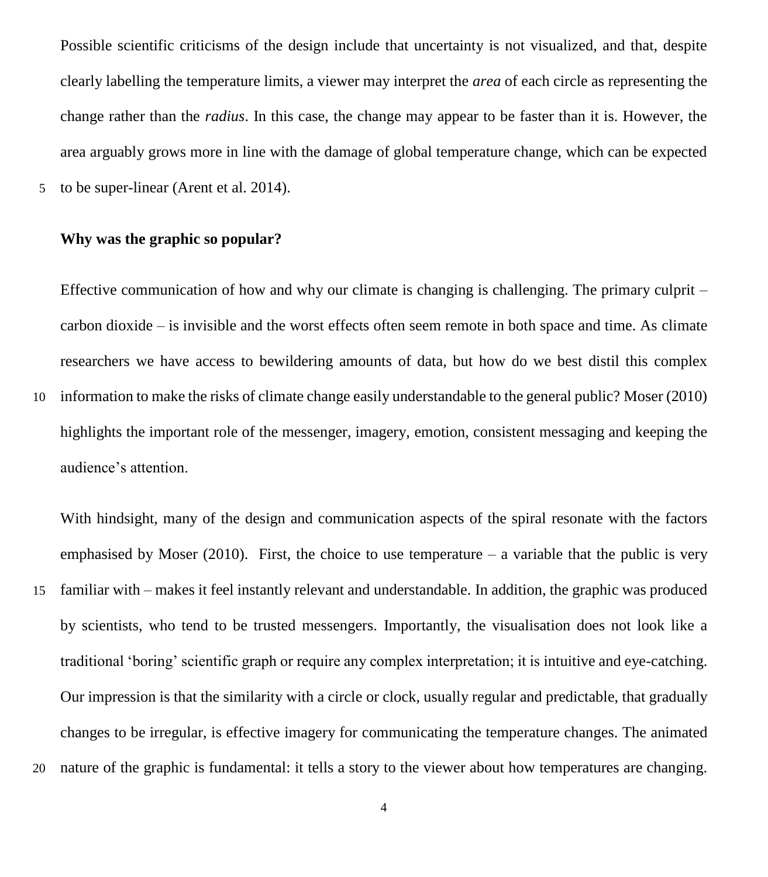Possible scientific criticisms of the design include that uncertainty is not visualized, and that, despite clearly labelling the temperature limits, a viewer may interpret the *area* of each circle as representing the change rather than the *radius*. In this case, the change may appear to be faster than it is. However, the area arguably grows more in line with the damage of global temperature change, which can be expected to be super-linear (Arent et al. 2014).

**Why was the graphic so popular?**

Effective communication of how and why our climate is changing is challenging. The primary culprit – carbon dioxide – is invisible and the worst effects often seem remote in both space and time. As climate researchers we have access to bewildering amounts of data, but how do we best distil this complex information to make the risks of climate change easily understandable to the general public? Moser (2010) highlights the important role of the messenger, imagery, emotion, consistent messaging and keeping the audience's attention.

With hindsight, many of the design and communication aspects of the spiral resonate with the factors emphasised by Moser (2010). First, the choice to use temperature – a variable that the public is very familiar with – makes it feel instantly relevant and understandable. In addition, the graphic was produced by scientists, who tend to be trusted messengers. Importantly, the visualisation does not look like a traditional 'boring' scientific graph or require any complex interpretation; it is intuitive and eye-catching. Our impression is that the similarity with a circle or clock, usually regular and predictable, that gradually changes to be irregular, is effective imagery for communicating the temperature changes. The animated nature of the graphic is fundamental: it tells a story to the viewer about how temperatures are changing.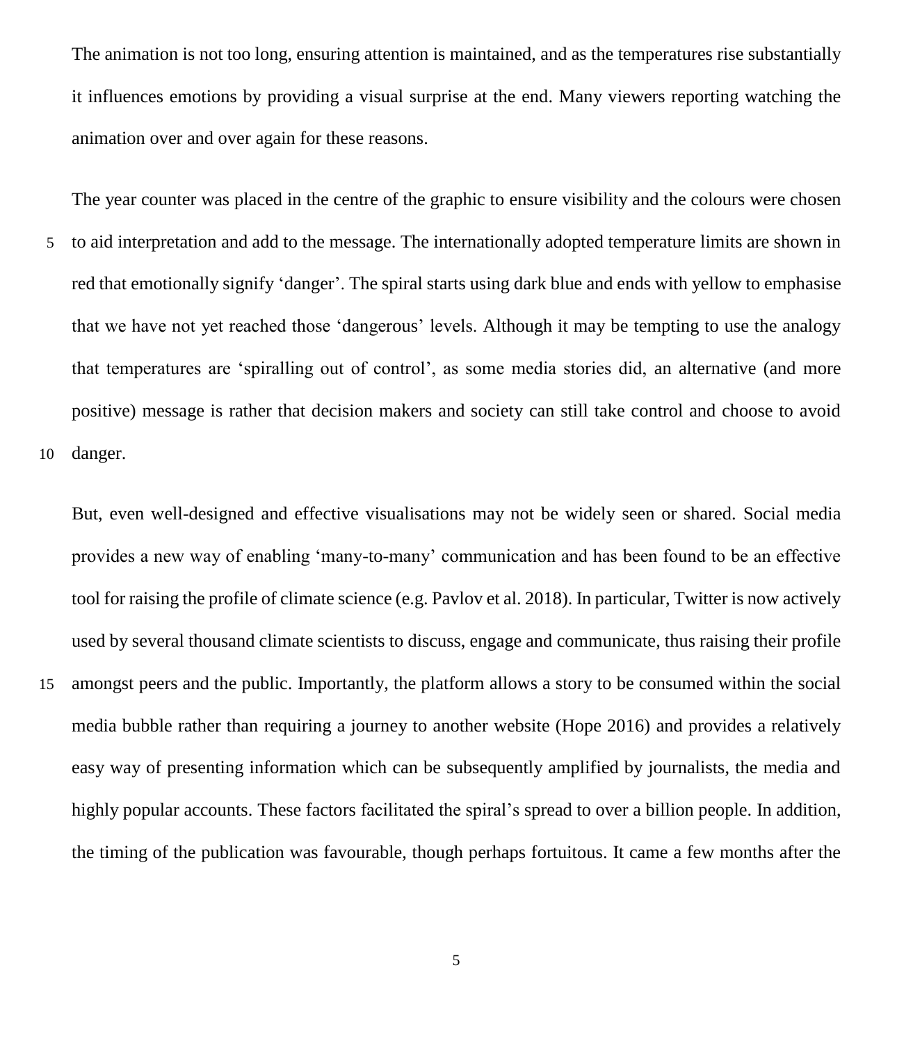The animation is not too long, ensuring attention is maintained, and as the temperatures rise substantially it influences emotions by providing a visual surprise at the end. Many viewers reporting watching the animation over and over again for these reasons.

The year counter was placed in the centre of the graphic to ensure visibility and the colours were chosen to aid interpretation and add to the message. The internationally adopted temperature limits are shown in red that emotionally signify 'danger'. The spiral starts using dark blue and ends with yellow to emphasise that we have not yet reached those 'dangerous' levels. Although it may be tempting to use the analogy that temperatures are 'spiralling out of control', as some media stories did, an alternative (and more positive) message is rather that decision makers and society can still take control and choose to avoid danger.

But, even well-designed and effective visualisations may not be widely seen or shared. Social media provides a new way of enabling 'many-to-many' communication and has been found to be an effective tool for raising the profile of climate science (e.g. Pavlov et al. 2018). In particular, Twitter is now actively used by several thousand climate scientists to discuss, engage and communicate, thus raising their profile amongst peers and the public. Importantly, the platform allows a story to be consumed within the social media bubble rather than requiring a journey to another website (Hope 2016) and provides a relatively easy way of presenting information which can be subsequently amplified by journalists, the media and highly popular accounts. These factors facilitated the spiral's spread to over a billion people. In addition, the timing of the publication was favourable, though perhaps fortuitous. It came a few months after the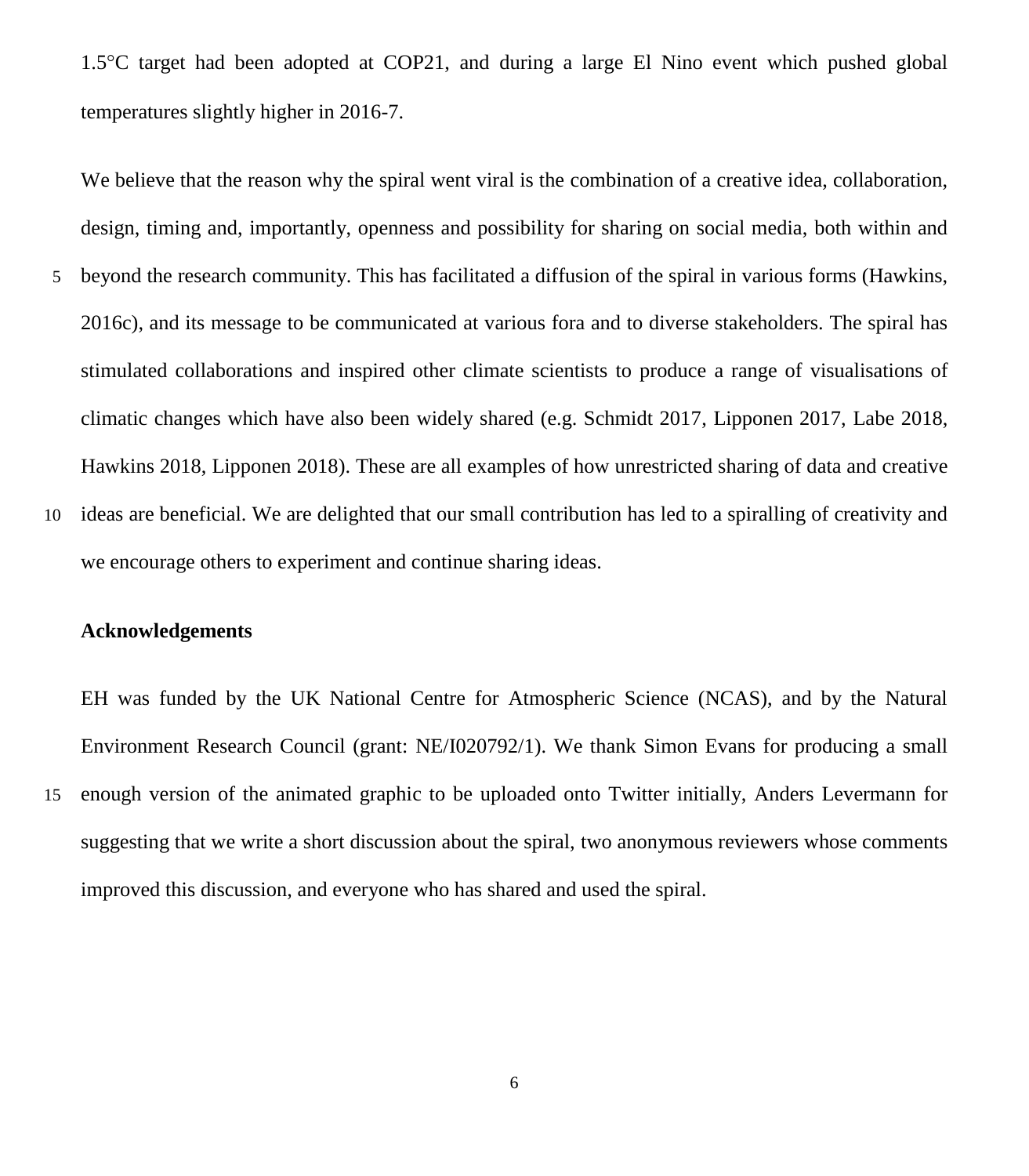1.5°C target had been adopted at COP21, and during a large El Nino event which pushed global temperatures slightly higher in 2016-7.

We believe that the reason why the spiral went viral is the combination of a creative idea, collaboration, design, timing and, importantly, openness and possibility for sharing on social media, both within and beyond the research community. This has facilitated a diffusion of the spiral in various forms (Hawkins, 2016c), and its message to be communicated at various fora and to diverse stakeholders. The spiral has stimulated collaborations and inspired other climate scientists to produce a range of visualisations of climatic changes which have also been widely shared (e.g. Schmidt 2017, Lipponen 2017, Labe 2018, Hawkins 2018, Lipponen 2018). These are all examples of how unrestricted sharing of data and creative ideas are beneficial. We are delighted that our small contribution has led to a spiralling of creativity and we encourage others to experiment and continue sharing ideas.

## Acknowledgements

EH was funded by the UK National Centre for Atmospheric Science (NCAS), and by the Natural Environment Research Council (grant: NE/I020792/1). We thank Simon Evans for producing a small enough version of the animated graphic to be uploaded onto Twitter initially, Anders Levermann for suggesting that we write a short discussion about the spiral, two anonymous reviewers whose comments improved this discussion, and everyone who has shared and used the spiral.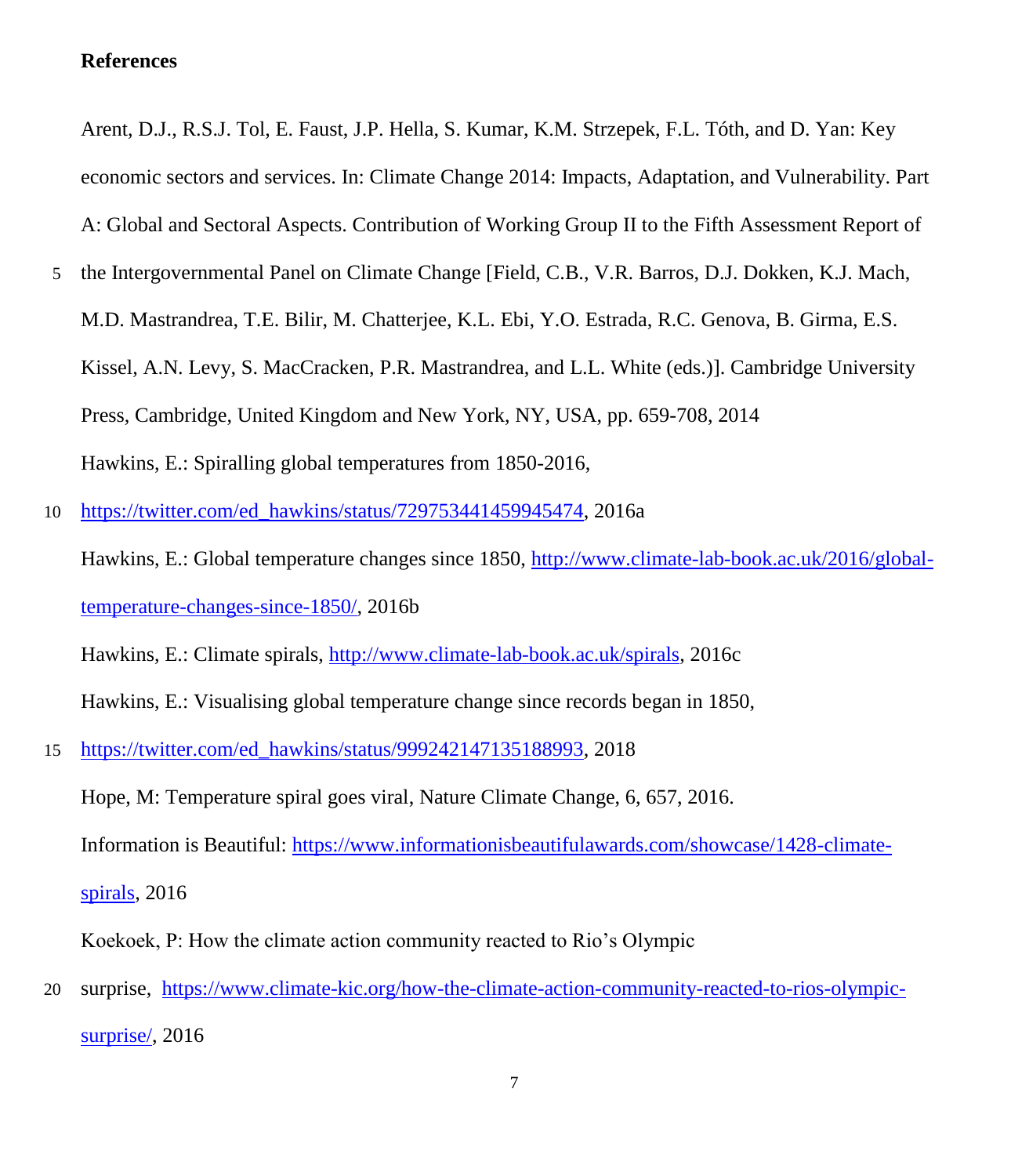**References**

Arent, D.J., R.S.J. Tol, E. Faust, J.P. Hella, S. Kumar, K.M. Strzepek, F.L. Tóth, and D. Yan: Key economic sectors and services. In: Climate Change 2014: Impacts, Adaptation, and Vulnerability. Part A: Global and Sectoral Aspects. Contribution of Working Group II to the Fifth Assessment Report of the Intergovernmental Panel on Climate Change [Field, C.B., V.R. Barros, D.J. Dokken, K.J. Mach, M.D. Mastrandrea, T.E. Bilir, M. Chatterjee, K.L. Ebi, Y.O. Estrada, R.C. Genova, B. Girma, E.S. Kissel, A.N. Levy, S. MacCracken, P.R. Mastrandrea, and L.L. White (eds.)]. Cambridge University Press, Cambridge, United Kingdom and New York, NY, USA, pp. 659-708, 2014

Hawkins, E.: Spiralling global temperatures from 1850-2016, https://twitter.com/ed_hawkins/status/729753441459945474, 2016a

Hawkins, E.: Global temperature changes since 1850, http://www.climate-lab-book.ac.uk/2016/global-temperature-changes-since-1850/, 2016b

Hawkins, E.: Climate spirals, http://www.climate-lab-book.ac.uk/spirals, 2016c

Hawkins, E.: Visualising global temperature change since records began in 1850, https://twitter.com/ed_hawkins/status/999242147135188993, 2018

Hope, M: Temperature spiral goes viral, Nature Climate Change, 6, 657, 2016.

Information is Beautiful: https://www.informationisbeautifulawards.com/showcase/1428-climate-spirals, 2016

Koekoek, P: How the climate action community reacted to Rio's Olympic surprise, https://www.climate-kic.org/how-the-climate-action-community-reacted-to-rios-olympic-surprise/, 2016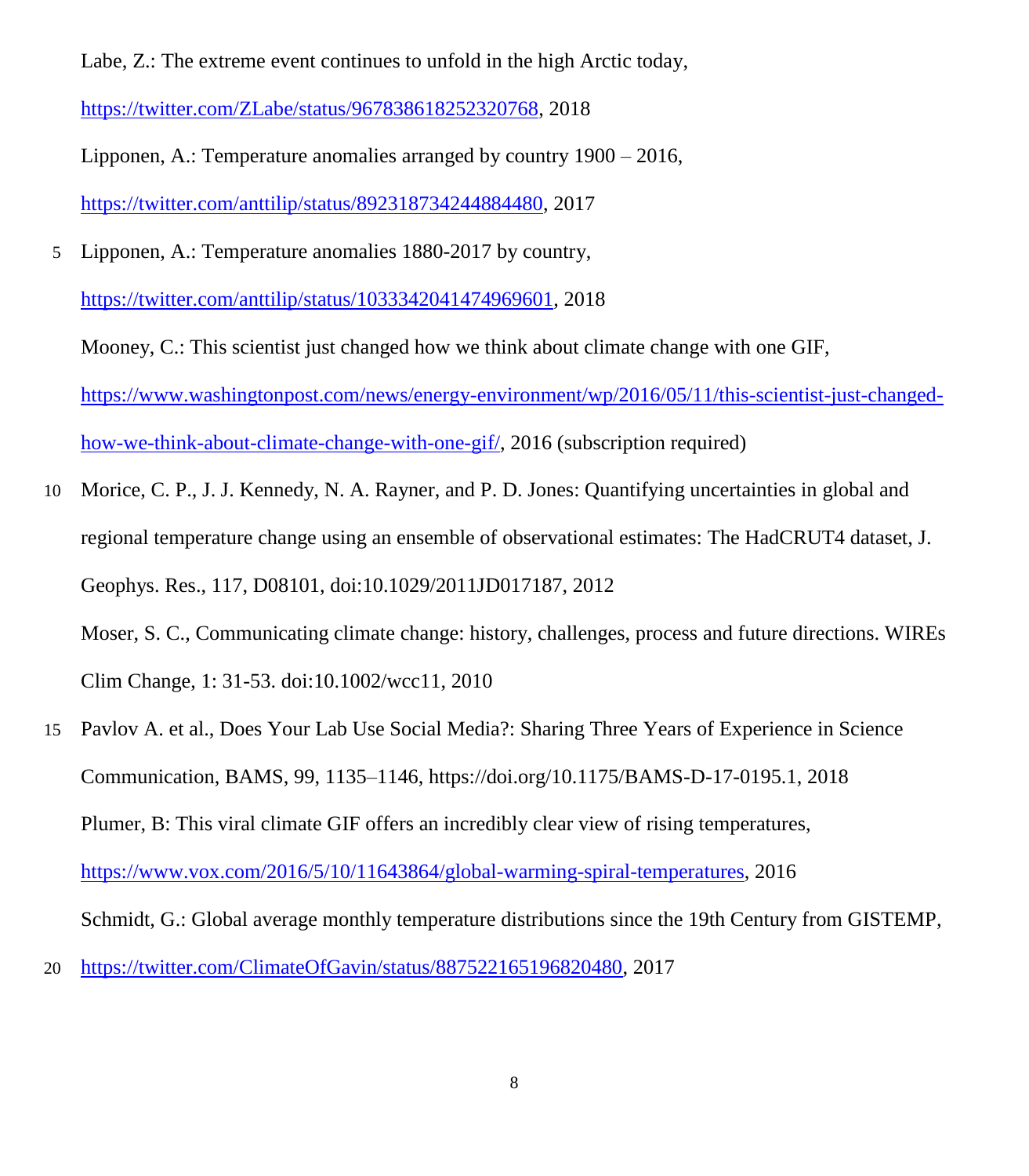Labe, Z.: The extreme event continues to unfold in the high Arctic today, https://twitter.com/ZLabe/status/967838618252320768, 2018

Lipponen, A.: Temperature anomalies arranged by country 1900 – 2016, https://twitter.com/anttilip/status/892318734244884480, 2017

Lipponen, A.: Temperature anomalies 1880-2017 by country, https://twitter.com/anttilip/status/1033342041474969601, 2018

Mooney, C.: This scientist just changed how we think about climate change with one GIF, https://www.washingtonpost.com/news/energy-environment/wp/2016/05/11/this-scientist-just-changed-how-we-think-about-climate-change-with-one-gif/, 2016 (subscription required)

Morice, C. P., J. J. Kennedy, N. A. Rayner, and P. D. Jones: Quantifying uncertainties in global and regional temperature change using an ensemble of observational estimates: The HadCRUT4 dataset, J. Geophys. Res., 117, D08101, doi:10.1029/2011JD017187, 2012

Moser, S. C., Communicating climate change: history, challenges, process and future directions. WIREs Clim Change, 1: 31-53. doi:10.1002/wcc11, 2010

Pavlov A. et al., Does Your Lab Use Social Media?: Sharing Three Years of Experience in Science Communication, BAMS, 99, 1135–1146, https://doi.org/10.1175/BAMS-D-17-0195.1, 2018

Plumer, B: This viral climate GIF offers an incredibly clear view of rising temperatures, https://www.vox.com/2016/5/10/11643864/global-warming-spiral-temperatures, 2016

Schmidt, G.: Global average monthly temperature distributions since the 19th Century from GISTEMP, https://twitter.com/ClimateOfGavin/status/887522165196820480, 2017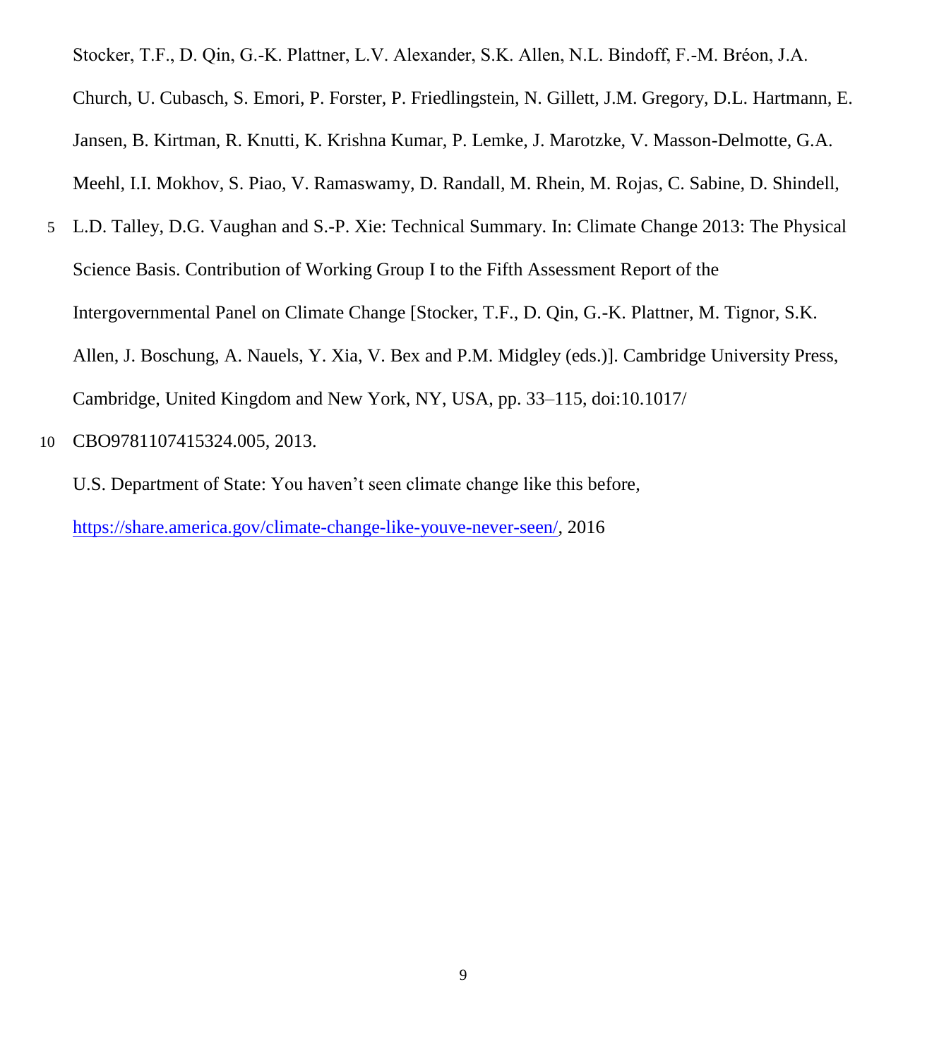Stocker, T.F., D. Qin, G.-K. Plattner, L.V. Alexander, S.K. Allen, N.L. Bindoff, F.-M. Bréon, J.A. Church, U. Cubasch, S. Emori, P. Forster, P. Friedlingstein, N. Gillett, J.M. Gregory, D.L. Hartmann, E. Jansen, B. Kirtman, R. Knutti, K. Krishna Kumar, P. Lemke, J. Marotzke, V. Masson-Delmotte, G.A. Meehl, I.I. Mokhov, S. Piao, V. Ramaswamy, D. Randall, M. Rhein, M. Rojas, C. Sabine, D. Shindell, L.D. Talley, D.G. Vaughan and S.-P. Xie: Technical Summary. In: Climate Change 2013: The Physical Science Basis. Contribution of Working Group I to the Fifth Assessment Report of the Intergovernmental Panel on Climate Change [Stocker, T.F., D. Qin, G.-K. Plattner, M. Tignor, S.K. Allen, J. Boschung, A. Nauels, Y. Xia, V. Bex and P.M. Midgley (eds.)]. Cambridge University Press, Cambridge, United Kingdom and New York, NY, USA, pp. 33–115, doi:10.1017/ CBO9781107415324.005, 2013.

U.S. Department of State: You haven't seen climate change like this before, https://share.america.gov/climate-change-like-youve-never-seen/, 2016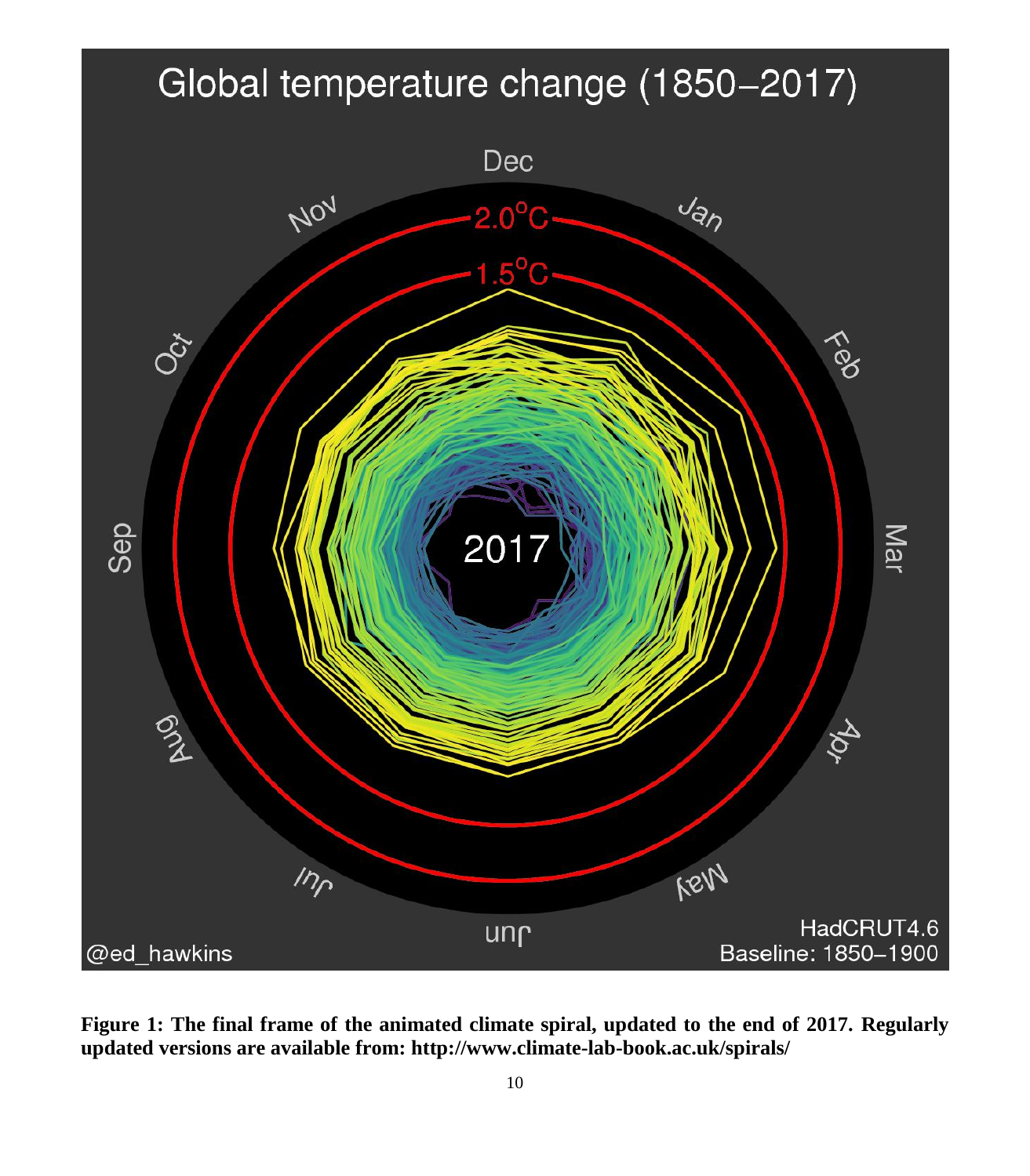Global temperature change (1850–2017)

Dec

Jan

Feb

Mar

Apr

May

Jun

Jul

Aug

Sep

Oct

Nov

2.0°C

1.5°C

2017

@ed_hawkins

HadCRUT4.6

Baseline: 1850–1900

**Figure 1: The final frame of the animated climate spiral, updated to the end of 2017. Regularly updated versions are available from: http://www.climate-lab-book.ac.uk/spirals/**